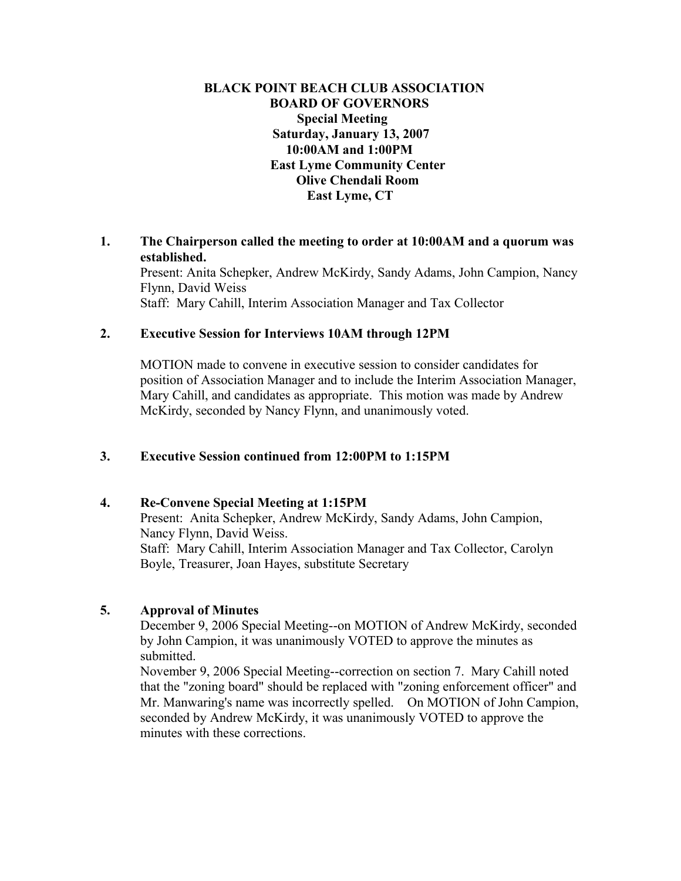# BLACK POINT BEACH CLUB ASSOCIATION
## BOARD OF GOVERNORS

**Special Meeting**
**Saturday, January 13, 2007**
**10:00AM and 1:00PM**
**East Lyme Community Center**
**Olive Chendali Room**
**East Lyme, CT**

**1. The Chairperson called the meeting to order at 10:00AM and a quorum was established.**

Present: Anita Schepker, Andrew McKirdy, Sandy Adams, John Campion, Nancy Flynn, David Weiss
Staff: Mary Cahill, Interim Association Manager and Tax Collector

**2. Executive Session for Interviews 10AM through 12PM**

MOTION made to convene in executive session to consider candidates for position of Association Manager and to include the Interim Association Manager, Mary Cahill, and candidates as appropriate. This motion was made by Andrew McKirdy, seconded by Nancy Flynn, and unanimously voted.

**3. Executive Session continued from 12:00PM to 1:15PM**

**4. Re-Convene Special Meeting at 1:15PM**

Present: Anita Schepker, Andrew McKirdy, Sandy Adams, John Campion, Nancy Flynn, David Weiss.
Staff: Mary Cahill, Interim Association Manager and Tax Collector, Carolyn Boyle, Treasurer, Joan Hayes, substitute Secretary

**5. Approval of Minutes**

December 9, 2006 Special Meeting--on MOTION of Andrew McKirdy, seconded by John Campion, it was unanimously VOTED to approve the minutes as submitted.

November 9, 2006 Special Meeting--correction on section 7. Mary Cahill noted that the "zoning board" should be replaced with "zoning enforcement officer" and Mr. Manwaring's name was incorrectly spelled. On MOTION of John Campion, seconded by Andrew McKirdy, it was unanimously VOTED to approve the minutes with these corrections.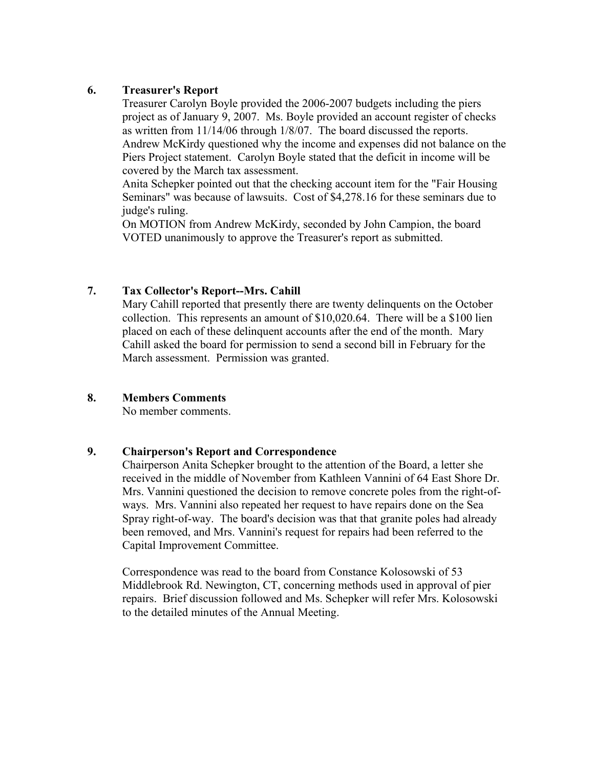## 6. Treasurer's Report

Treasurer Carolyn Boyle provided the 2006-2007 budgets including the piers project as of January 9, 2007. Ms. Boyle provided an account register of checks as written from 11/14/06 through 1/8/07. The board discussed the reports. Andrew McKirdy questioned why the income and expenses did not balance on the Piers Project statement. Carolyn Boyle stated that the deficit in income will be covered by the March tax assessment.

Anita Schepker pointed out that the checking account item for the "Fair Housing Seminars" was because of lawsuits. Cost of $4,278.16 for these seminars due to judge's ruling.

On MOTION from Andrew McKirdy, seconded by John Campion, the board VOTED unanimously to approve the Treasurer's report as submitted.

## 7. Tax Collector's Report--Mrs. Cahill

Mary Cahill reported that presently there are twenty delinquents on the October collection. This represents an amount of $10,020.64. There will be a $100 lien placed on each of these delinquent accounts after the end of the month. Mary Cahill asked the board for permission to send a second bill in February for the March assessment. Permission was granted.

## 8. Members Comments

No member comments.

## 9. Chairperson's Report and Correspondence

Chairperson Anita Schepker brought to the attention of the Board, a letter she received in the middle of November from Kathleen Vannini of 64 East Shore Dr. Mrs. Vannini questioned the decision to remove concrete poles from the right-of-ways. Mrs. Vannini also repeated her request to have repairs done on the Sea Spray right-of-way. The board's decision was that that granite poles had already been removed, and Mrs. Vannini's request for repairs had been referred to the Capital Improvement Committee.

Correspondence was read to the board from Constance Kolosowski of 53 Middlebrook Rd. Newington, CT, concerning methods used in approval of pier repairs. Brief discussion followed and Ms. Schepker will refer Mrs. Kolosowski to the detailed minutes of the Annual Meeting.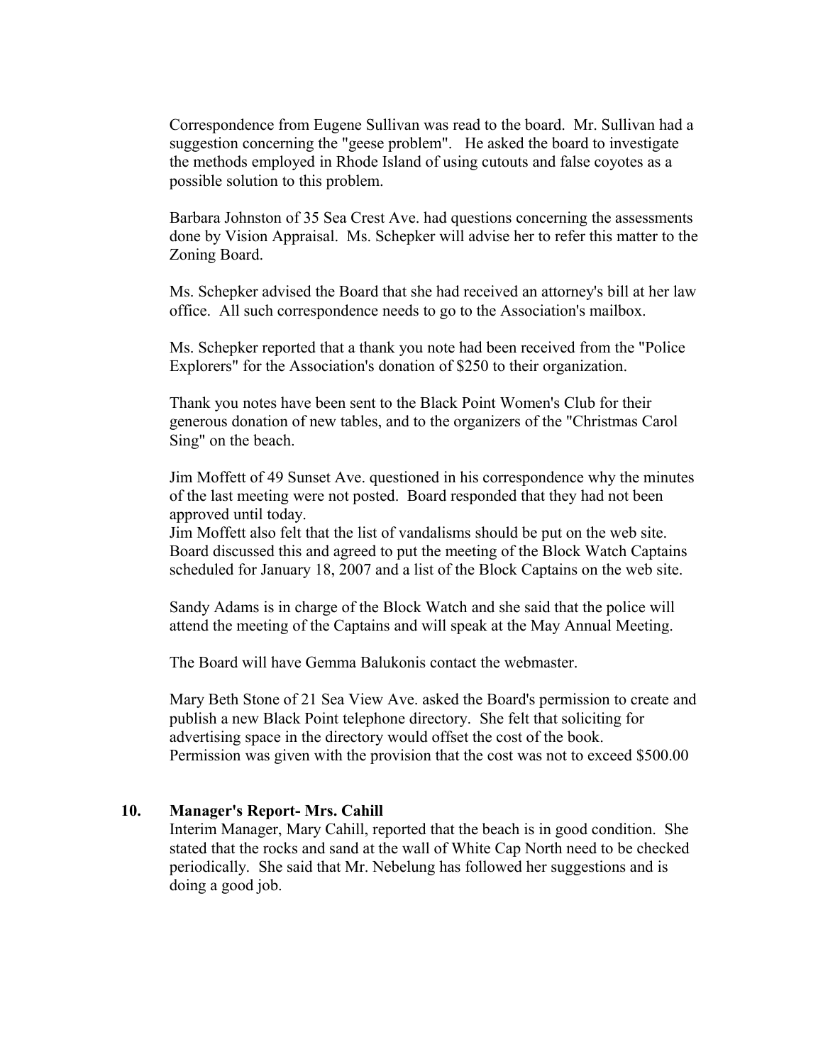Correspondence from Eugene Sullivan was read to the board. Mr. Sullivan had a suggestion concerning the "geese problem". He asked the board to investigate the methods employed in Rhode Island of using cutouts and false coyotes as a possible solution to this problem.

Barbara Johnston of 35 Sea Crest Ave. had questions concerning the assessments done by Vision Appraisal. Ms. Schepker will advise her to refer this matter to the Zoning Board.

Ms. Schepker advised the Board that she had received an attorney's bill at her law office. All such correspondence needs to go to the Association's mailbox.

Ms. Schepker reported that a thank you note had been received from the "Police Explorers" for the Association's donation of $250 to their organization.

Thank you notes have been sent to the Black Point Women's Club for their generous donation of new tables, and to the organizers of the "Christmas Carol Sing" on the beach.

Jim Moffett of 49 Sunset Ave. questioned in his correspondence why the minutes of the last meeting were not posted. Board responded that they had not been approved until today.
Jim Moffett also felt that the list of vandalisms should be put on the web site. Board discussed this and agreed to put the meeting of the Block Watch Captains scheduled for January 18, 2007 and a list of the Block Captains on the web site.

Sandy Adams is in charge of the Block Watch and she said that the police will attend the meeting of the Captains and will speak at the May Annual Meeting.

The Board will have Gemma Balukonis contact the webmaster.

Mary Beth Stone of 21 Sea View Ave. asked the Board's permission to create and publish a new Black Point telephone directory. She felt that soliciting for advertising space in the directory would offset the cost of the book.
Permission was given with the provision that the cost was not to exceed $500.00

**10. Manager's Report- Mrs. Cahill**

Interim Manager, Mary Cahill, reported that the beach is in good condition. She stated that the rocks and sand at the wall of White Cap North need to be checked periodically. She said that Mr. Nebelung has followed her suggestions and is doing a good job.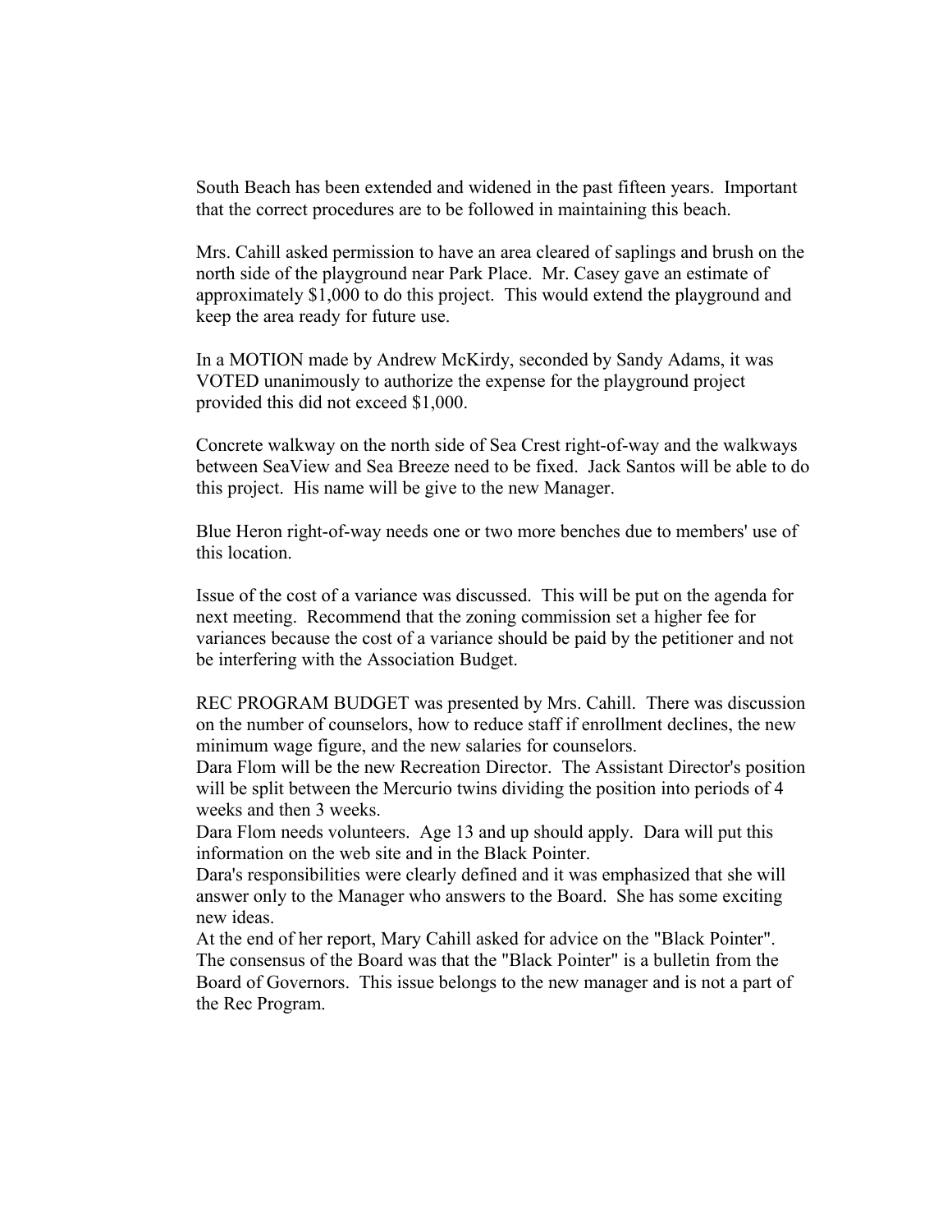South Beach has been extended and widened in the past fifteen years. Important that the correct procedures are to be followed in maintaining this beach.

Mrs. Cahill asked permission to have an area cleared of saplings and brush on the north side of the playground near Park Place. Mr. Casey gave an estimate of approximately $1,000 to do this project. This would extend the playground and keep the area ready for future use.

In a MOTION made by Andrew McKirdy, seconded by Sandy Adams, it was VOTED unanimously to authorize the expense for the playground project provided this did not exceed $1,000.

Concrete walkway on the north side of Sea Crest right-of-way and the walkways between SeaView and Sea Breeze need to be fixed. Jack Santos will be able to do this project. His name will be give to the new Manager.

Blue Heron right-of-way needs one or two more benches due to members' use of this location.

Issue of the cost of a variance was discussed. This will be put on the agenda for next meeting. Recommend that the zoning commission set a higher fee for variances because the cost of a variance should be paid by the petitioner and not be interfering with the Association Budget.

REC PROGRAM BUDGET was presented by Mrs. Cahill. There was discussion on the number of counselors, how to reduce staff if enrollment declines, the new minimum wage figure, and the new salaries for counselors.
Dara Flom will be the new Recreation Director. The Assistant Director's position will be split between the Mercurio twins dividing the position into periods of 4 weeks and then 3 weeks.
Dara Flom needs volunteers. Age 13 and up should apply. Dara will put this information on the web site and in the Black Pointer.
Dara's responsibilities were clearly defined and it was emphasized that she will answer only to the Manager who answers to the Board. She has some exciting new ideas.
At the end of her report, Mary Cahill asked for advice on the "Black Pointer". The consensus of the Board was that the "Black Pointer" is a bulletin from the Board of Governors. This issue belongs to the new manager and is not a part of the Rec Program.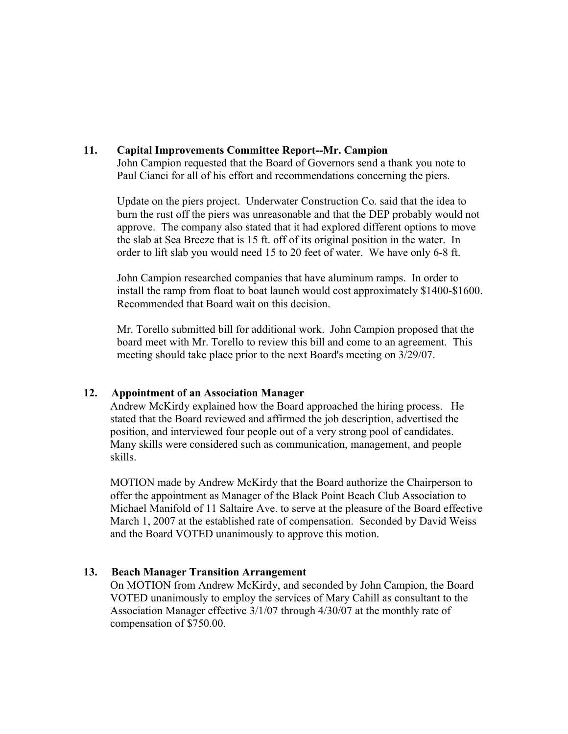## 11. Capital Improvements Committee Report--Mr. Campion

John Campion requested that the Board of Governors send a thank you note to Paul Cianci for all of his effort and recommendations concerning the piers.

Update on the piers project. Underwater Construction Co. said that the idea to burn the rust off the piers was unreasonable and that the DEP probably would not approve. The company also stated that it had explored different options to move the slab at Sea Breeze that is 15 ft. off of its original position in the water. In order to lift slab you would need 15 to 20 feet of water. We have only 6-8 ft.

John Campion researched companies that have aluminum ramps. In order to install the ramp from float to boat launch would cost approximately $1400-$1600. Recommended that Board wait on this decision.

Mr. Torello submitted bill for additional work. John Campion proposed that the board meet with Mr. Torello to review this bill and come to an agreement. This meeting should take place prior to the next Board's meeting on 3/29/07.

## 12. Appointment of an Association Manager

Andrew McKirdy explained how the Board approached the hiring process. He stated that the Board reviewed and affirmed the job description, advertised the position, and interviewed four people out of a very strong pool of candidates. Many skills were considered such as communication, management, and people skills.

MOTION made by Andrew McKirdy that the Board authorize the Chairperson to offer the appointment as Manager of the Black Point Beach Club Association to Michael Manifold of 11 Saltaire Ave. to serve at the pleasure of the Board effective March 1, 2007 at the established rate of compensation. Seconded by David Weiss and the Board VOTED unanimously to approve this motion.

## 13. Beach Manager Transition Arrangement

On MOTION from Andrew McKirdy, and seconded by John Campion, the Board VOTED unanimously to employ the services of Mary Cahill as consultant to the Association Manager effective 3/1/07 through 4/30/07 at the monthly rate of compensation of $750.00.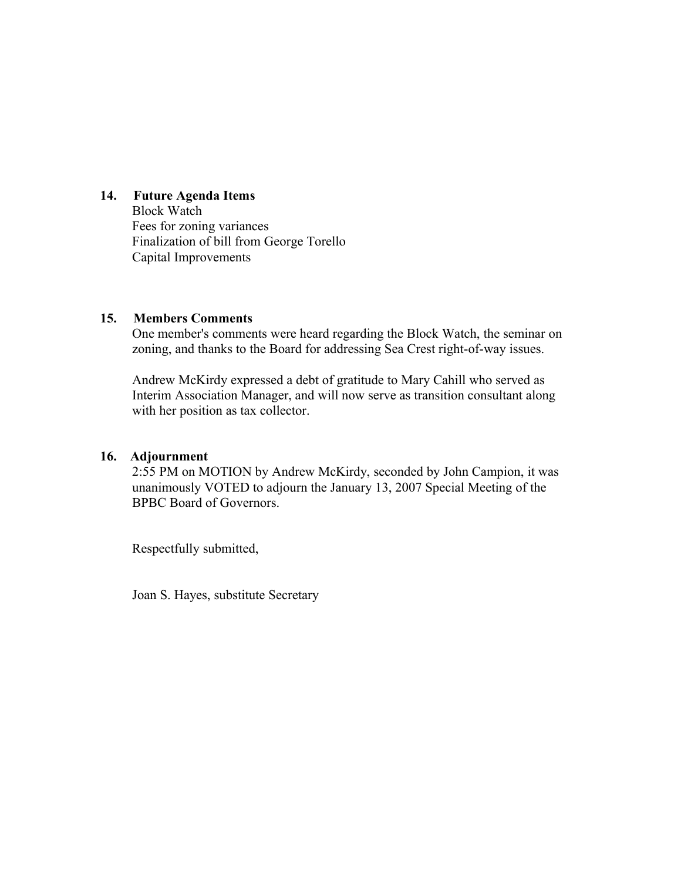**14. Future Agenda Items**

Block Watch
Fees for zoning variances
Finalization of bill from George Torello
Capital Improvements

**15. Members Comments**

One member's comments were heard regarding the Block Watch, the seminar on zoning, and thanks to the Board for addressing Sea Crest right-of-way issues.

Andrew McKirdy expressed a debt of gratitude to Mary Cahill who served as Interim Association Manager, and will now serve as transition consultant along with her position as tax collector.

**16. Adjournment**

2:55 PM on MOTION by Andrew McKirdy, seconded by John Campion, it was unanimously VOTED to adjourn the January 13, 2007 Special Meeting of the BPBC Board of Governors.

Respectfully submitted,

Joan S. Hayes, substitute Secretary